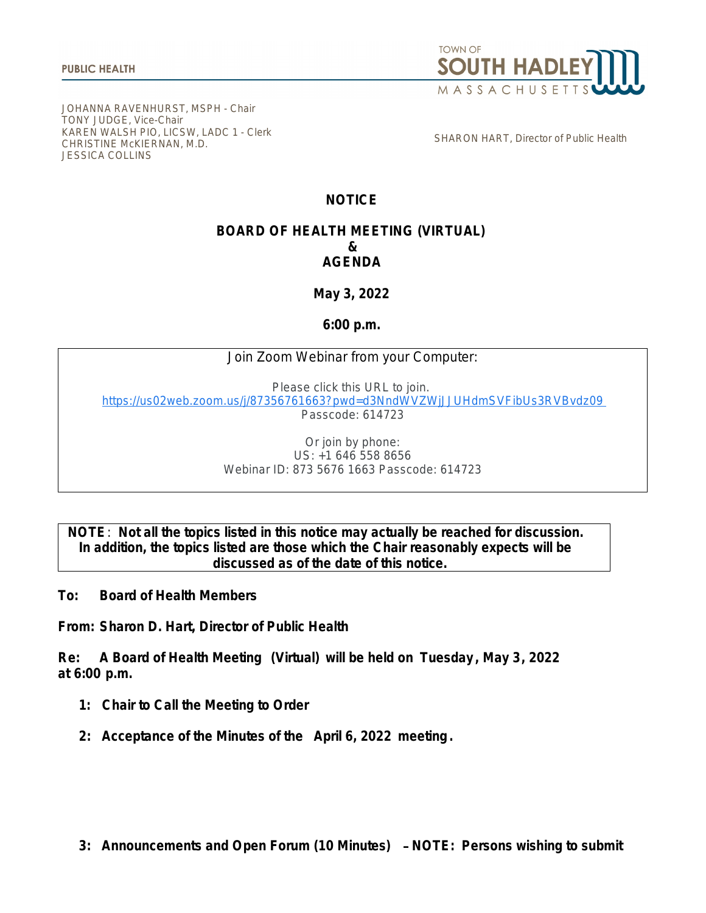PUBLIC HEALTH

TOWN OF SOUTH HADLEY MASSACHUSETTS

JOHANNA RAVENHURST, MSPH - Chair
TONY JUDGE, Vice-Chair
KAREN WALSH PIO, LICSW, LADC 1 - Clerk
CHRISTINE McKIERNAN, M.D.
JESSICA COLLINS

SHARON HART, Director of Public Health

# NOTICE

## BOARD OF HEALTH MEETING (VIRTUAL) & AGENDA

**May 3, 2022**

**6:00 p.m.**

Join Zoom Webinar from your Computer:

Please click this URL to join.
https://us02web.zoom.us/j/87356761663?pwd=d3NndWVZWjJJUHdmSVFibUs3RVBvdz09
Passcode: 614723

Or join by phone:
US: +1 646 558 8656
Webinar ID: 873 5676 1663 Passcode: 614723

**NOTE**: **Not all the topics listed in this notice may actually be reached for discussion. In addition, the topics listed are those which the Chair reasonably expects will be discussed as of the date of this notice.**

**To: Board of Health Members**

**From: Sharon D. Hart, Director of Public Health**

**Re: A Board of Health Meeting (Virtual) will be held on Tuesday, May 3, 2022 at 6:00 p.m.**

1. **Chair to Call the Meeting to Order**
2. **Acceptance of the Minutes of the April 6, 2022 meeting.**
3. **Announcements and Open Forum (10 Minutes) – NOTE: Persons wishing to submit**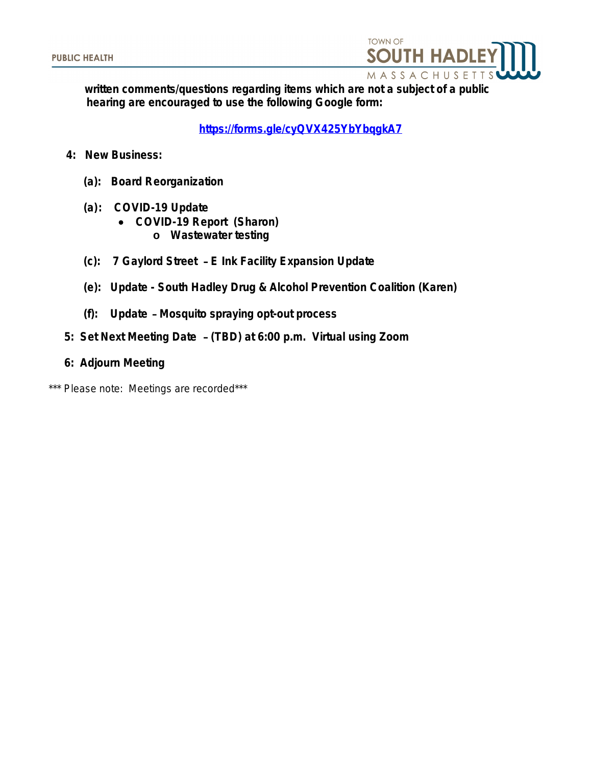**written comments/questions regarding items which are not a subject of a public hearing are encouraged to use the following Google form:**

**https://forms.gle/cyQVX425YbYbqgkA7**

**4: New Business:**

**(a): Board Reorganization**

**(a): COVID-19 Update**

- **COVID-19 Report (Sharon)**
  - **Wastewater testing**

**(c): 7 Gaylord Street – E Ink Facility Expansion Update**

**(e): Update - South Hadley Drug & Alcohol Prevention Coalition (Karen)**

**(f): Update – Mosquito spraying opt-out process**

**5: Set Next Meeting Date – (TBD) at 6:00 p.m. Virtual using Zoom**

**6: Adjourn Meeting**

*** Please note: Meetings are recorded***